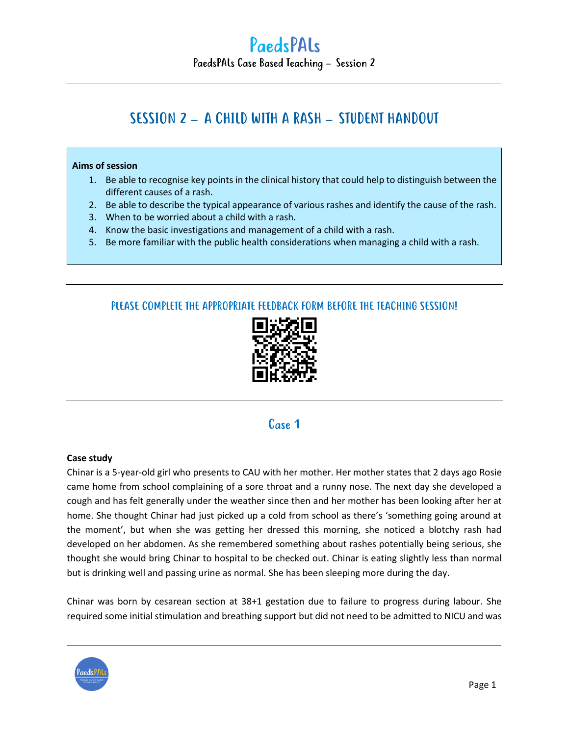# PaedsPALs

PaedsPALs Case Based Teaching – Session 2

## SESSION 2 – A CHILD WITH A RASH – STUDENT HANDOUT

**Aims of session**

1. Be able to recognise key points in the clinical history that could help to distinguish between the different causes of a rash.
2. Be able to describe the typical appearance of various rashes and identify the cause of the rash.
3. When to be worried about a child with a rash.
4. Know the basic investigations and management of a child with a rash.
5. Be more familiar with the public health considerations when managing a child with a rash.

---

### PLEASE COMPLETE THE APPROPRIATE FEEDBACK FORM BEFORE THE TEACHING SESSION!

---

## Case 1

**Case study**

Chinar is a 5-year-old girl who presents to CAU with her mother. Her mother states that 2 days ago Rosie came home from school complaining of a sore throat and a runny nose. The next day she developed a cough and has felt generally under the weather since then and her mother has been looking after her at home. She thought Chinar had just picked up a cold from school as there's 'something going around at the moment', but when she was getting her dressed this morning, she noticed a blotchy rash had developed on her abdomen. As she remembered something about rashes potentially being serious, she thought she would bring Chinar to hospital to be checked out. Chinar is eating slightly less than normal but is drinking well and passing urine as normal. She has been sleeping more during the day.

Chinar was born by cesarean section at 38+1 gestation due to failure to progress during labour. She required some initial stimulation and breathing support but did not need to be admitted to NICU and was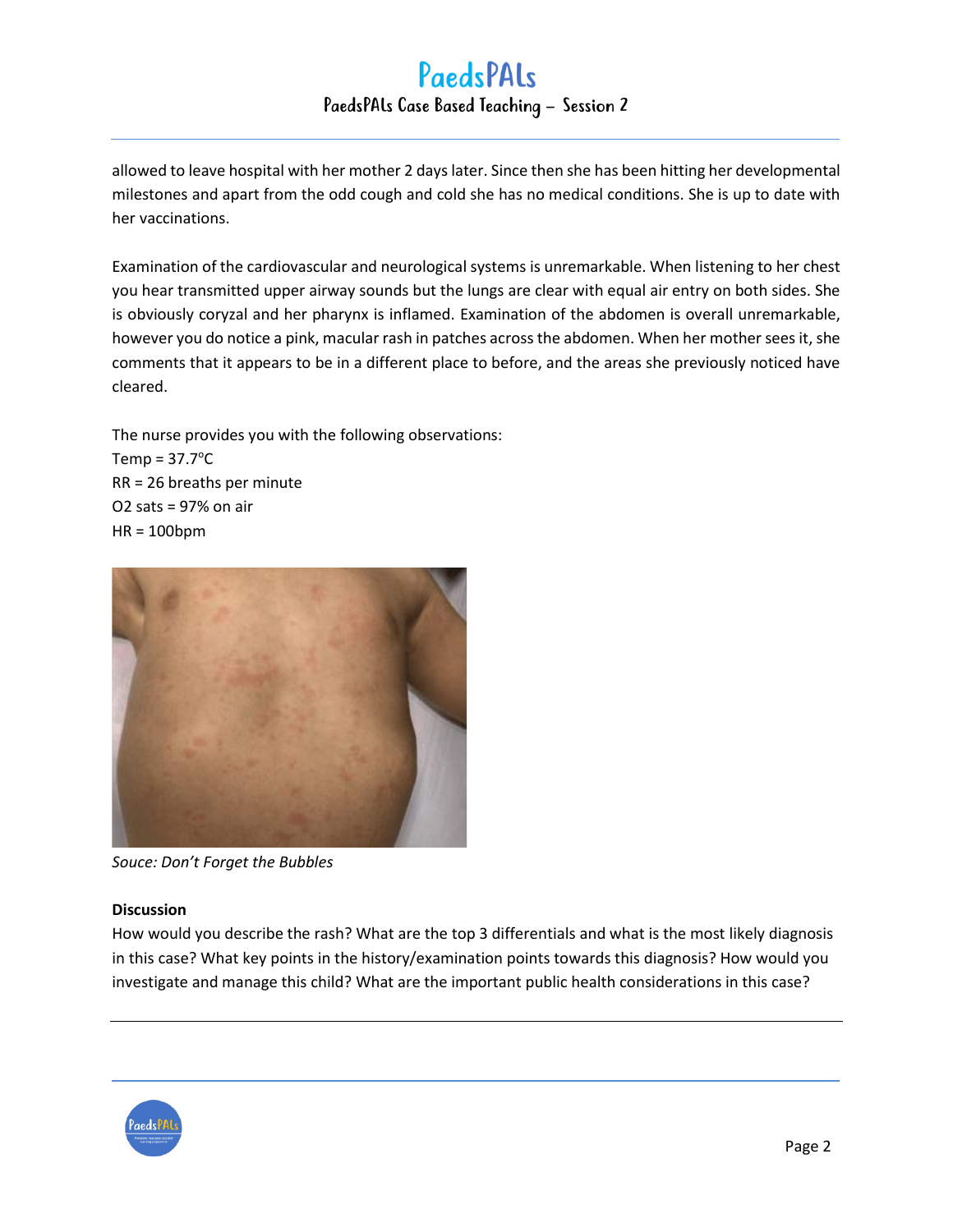allowed to leave hospital with her mother 2 days later. Since then she has been hitting her developmental milestones and apart from the odd cough and cold she has no medical conditions. She is up to date with her vaccinations.

Examination of the cardiovascular and neurological systems is unremarkable. When listening to her chest you hear transmitted upper airway sounds but the lungs are clear with equal air entry on both sides. She is obviously coryzal and her pharynx is inflamed. Examination of the abdomen is overall unremarkable, however you do notice a pink, macular rash in patches across the abdomen. When her mother sees it, she comments that it appears to be in a different place to before, and the areas she previously noticed have cleared.

The nurse provides you with the following observations:
Temp = 37.7°C
RR = 26 breaths per minute
O2 sats = 97% on air
HR = 100bpm

*Souce: Don't Forget the Bubbles*

**Discussion**

How would you describe the rash? What are the top 3 differentials and what is the most likely diagnosis in this case? What key points in the history/examination points towards this diagnosis? How would you investigate and manage this child? What are the important public health considerations in this case?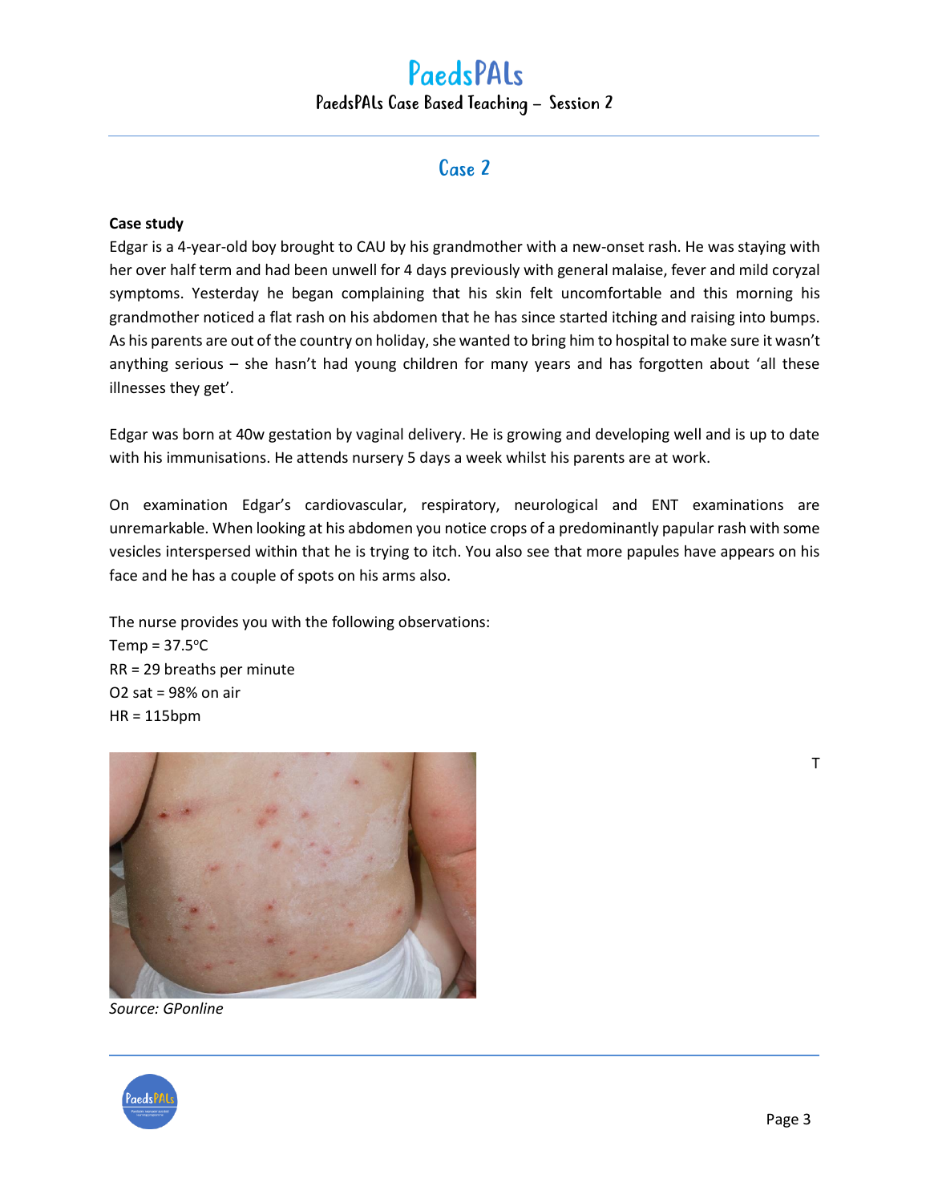## Case 2

**Case study**

Edgar is a 4-year-old boy brought to CAU by his grandmother with a new-onset rash. He was staying with her over half term and had been unwell for 4 days previously with general malaise, fever and mild coryzal symptoms. Yesterday he began complaining that his skin felt uncomfortable and this morning his grandmother noticed a flat rash on his abdomen that he has since started itching and raising into bumps. As his parents are out of the country on holiday, she wanted to bring him to hospital to make sure it wasn't anything serious – she hasn't had young children for many years and has forgotten about 'all these illnesses they get'.

Edgar was born at 40w gestation by vaginal delivery. He is growing and developing well and is up to date with his immunisations. He attends nursery 5 days a week whilst his parents are at work.

On examination Edgar's cardiovascular, respiratory, neurological and ENT examinations are unremarkable. When looking at his abdomen you notice crops of a predominantly papular rash with some vesicles interspersed within that he is trying to itch. You also see that more papules have appears on his face and he has a couple of spots on his arms also.

The nurse provides you with the following observations:
Temp = 37.5°C
RR = 29 breaths per minute
O2 sat = 98% on air
HR = 115bpm

T

*Source: GPonline*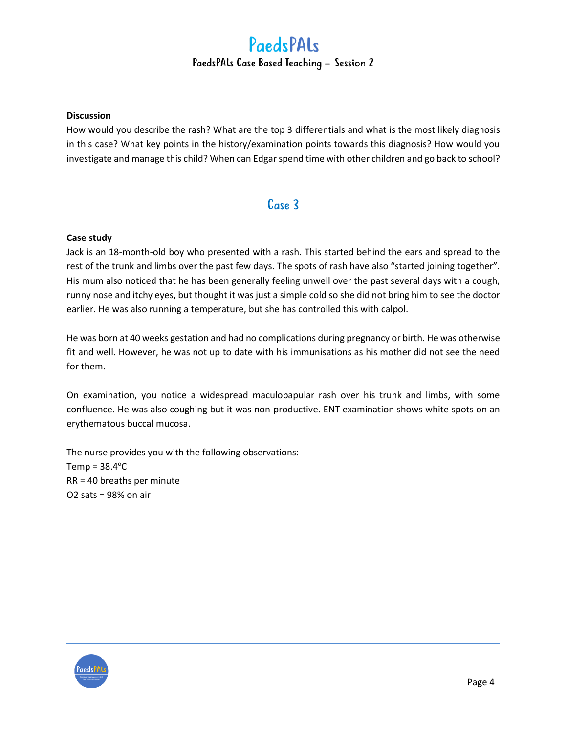**Discussion**

How would you describe the rash? What are the top 3 differentials and what is the most likely diagnosis in this case? What key points in the history/examination points towards this diagnosis? How would you investigate and manage this child? When can Edgar spend time with other children and go back to school?

---

## Case 3

**Case study**

Jack is an 18-month-old boy who presented with a rash. This started behind the ears and spread to the rest of the trunk and limbs over the past few days. The spots of rash have also "started joining together". His mum also noticed that he has been generally feeling unwell over the past several days with a cough, runny nose and itchy eyes, but thought it was just a simple cold so she did not bring him to see the doctor earlier. He was also running a temperature, but she has controlled this with calpol.

He was born at 40 weeks gestation and had no complications during pregnancy or birth. He was otherwise fit and well. However, he was not up to date with his immunisations as his mother did not see the need for them.

On examination, you notice a widespread maculopapular rash over his trunk and limbs, with some confluence. He was also coughing but it was non-productive. ENT examination shows white spots on an erythematous buccal mucosa.

The nurse provides you with the following observations:
Temp = 38.4°C
RR = 40 breaths per minute
O2 sats = 98% on air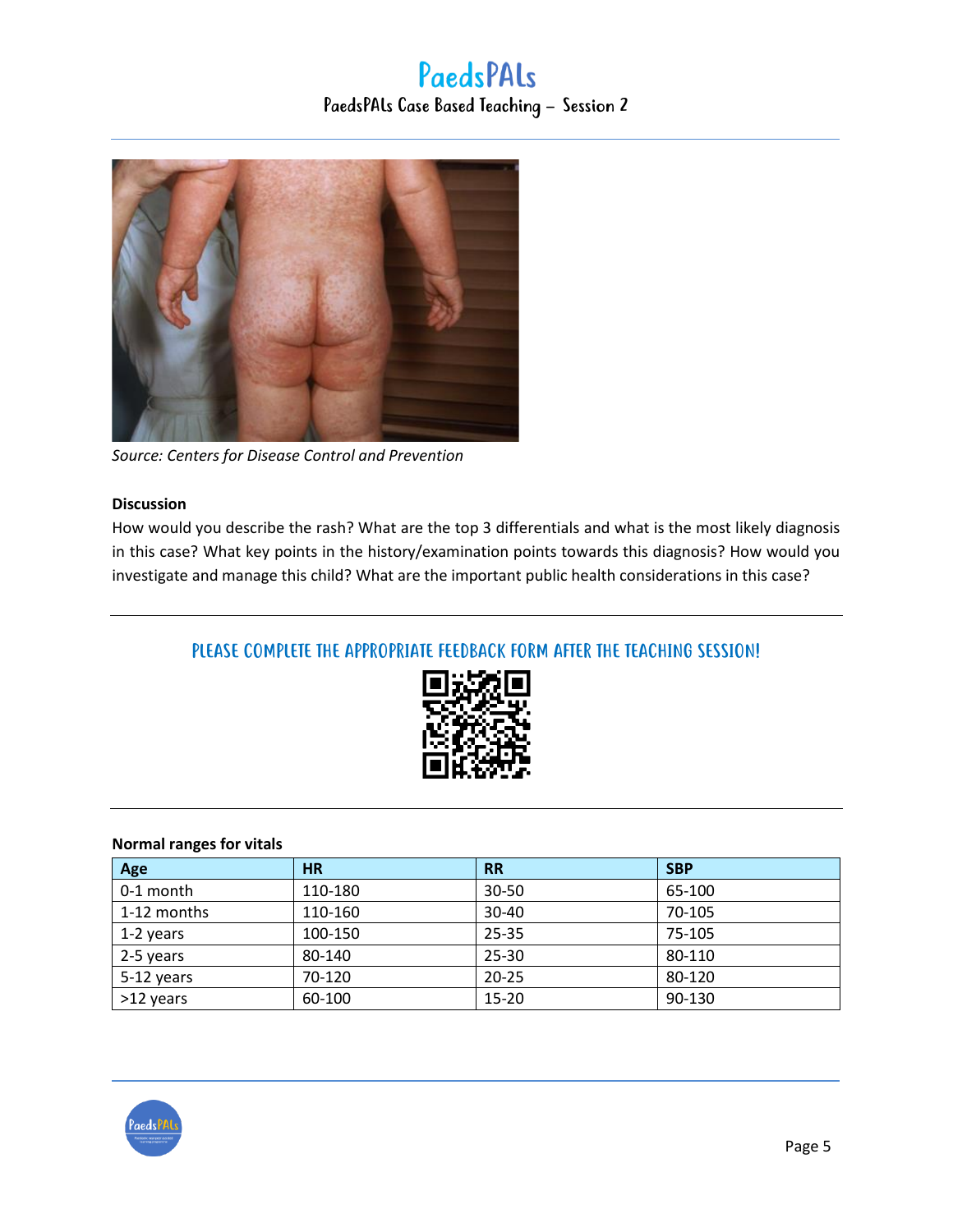Source: Centers for Disease Control and Prevention

**Discussion**

How would you describe the rash? What are the top 3 differentials and what is the most likely diagnosis in this case? What key points in the history/examination points towards this diagnosis? How would you investigate and manage this child? What are the important public health considerations in this case?

---

PLEASE COMPLETE THE APPROPRIATE FEEDBACK FORM AFTER THE TEACHING SESSION!

---

**Normal ranges for vitals**

| Age | HR | RR | SBP |
|---|---|---|---|
| 0-1 month | 110-180 | 30-50 | 65-100 |
| 1-12 months | 110-160 | 30-40 | 70-105 |
| 1-2 years | 100-150 | 25-35 | 75-105 |
| 2-5 years | 80-140 | 25-30 | 80-110 |
| 5-12 years | 70-120 | 20-25 | 80-120 |
| >12 years | 60-100 | 15-20 | 90-130 |